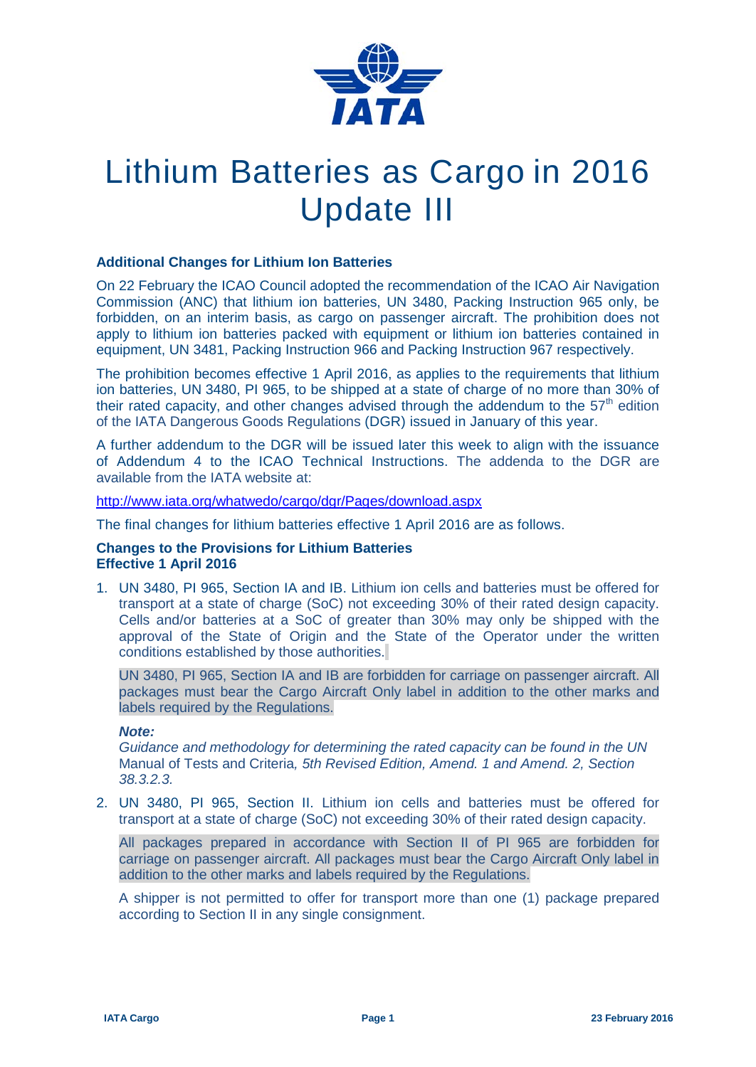# Lithium Batteries as Cargo in 2016 Update III

**Additional Changes for Lithium Ion Batteries**

On 22 February the ICAO Council adopted the recommendation of the ICAO Air Navigation Commission (ANC) that lithium ion batteries, UN 3480, Packing Instruction 965 only, be forbidden, on an interim basis, as cargo on passenger aircraft. The prohibition does not apply to lithium ion batteries packed with equipment or lithium ion batteries contained in equipment, UN 3481, Packing Instruction 966 and Packing Instruction 967 respectively.

The prohibition becomes effective 1 April 2016, as applies to the requirements that lithium ion batteries, UN 3480, PI 965, to be shipped at a state of charge of no more than 30% of their rated capacity, and other changes advised through the addendum to the 57th edition of the IATA Dangerous Goods Regulations (DGR) issued in January of this year.

A further addendum to the DGR will be issued later this week to align with the issuance of Addendum 4 to the ICAO Technical Instructions. The addenda to the DGR are available from the IATA website at:

http://www.iata.org/whatwedo/cargo/dgr/Pages/download.aspx

The final changes for lithium batteries effective 1 April 2016 are as follows.

**Changes to the Provisions for Lithium Batteries**
**Effective 1 April 2016**

1. UN 3480, PI 965, Section IA and IB. Lithium ion cells and batteries must be offered for transport at a state of charge (SoC) not exceeding 30% of their rated design capacity. Cells and/or batteries at a SoC of greater than 30% may only be shipped with the approval of the State of Origin and the State of the Operator under the written conditions established by those authorities.

   UN 3480, PI 965, Section IA and IB are forbidden for carriage on passenger aircraft. All packages must bear the Cargo Aircraft Only label in addition to the other marks and labels required by the Regulations.

   ***Note:***
   *Guidance and methodology for determining the rated capacity can be found in the UN* Manual of Tests and Criteria*, 5th Revised Edition, Amend. 1 and Amend. 2, Section 38.3.2.3.*

2. UN 3480, PI 965, Section II. Lithium ion cells and batteries must be offered for transport at a state of charge (SoC) not exceeding 30% of their rated design capacity.

   All packages prepared in accordance with Section II of PI 965 are forbidden for carriage on passenger aircraft. All packages must bear the Cargo Aircraft Only label in addition to the other marks and labels required by the Regulations.

   A shipper is not permitted to offer for transport more than one (1) package prepared according to Section II in any single consignment.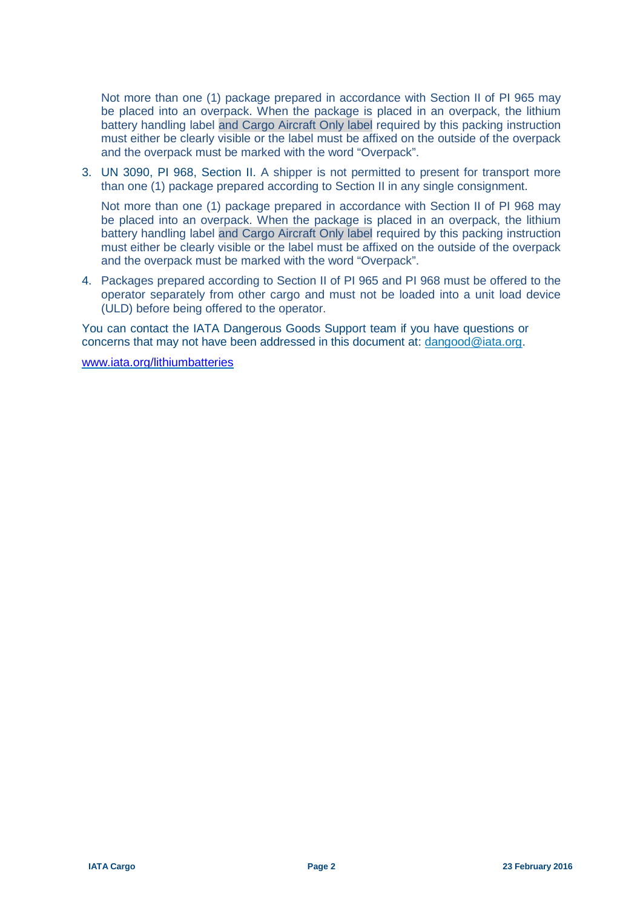Not more than one (1) package prepared in accordance with Section II of PI 965 may be placed into an overpack. When the package is placed in an overpack, the lithium battery handling label and Cargo Aircraft Only label required by this packing instruction must either be clearly visible or the label must be affixed on the outside of the overpack and the overpack must be marked with the word "Overpack".

3. UN 3090, PI 968, Section II. A shipper is not permitted to present for transport more than one (1) package prepared according to Section II in any single consignment.

   Not more than one (1) package prepared in accordance with Section II of PI 968 may be placed into an overpack. When the package is placed in an overpack, the lithium battery handling label and Cargo Aircraft Only label required by this packing instruction must either be clearly visible or the label must be affixed on the outside of the overpack and the overpack must be marked with the word "Overpack".

4. Packages prepared according to Section II of PI 965 and PI 968 must be offered to the operator separately from other cargo and must not be loaded into a unit load device (ULD) before being offered to the operator.

You can contact the IATA Dangerous Goods Support team if you have questions or concerns that may not have been addressed in this document at: dangood@iata.org.

www.iata.org/lithiumbatteries